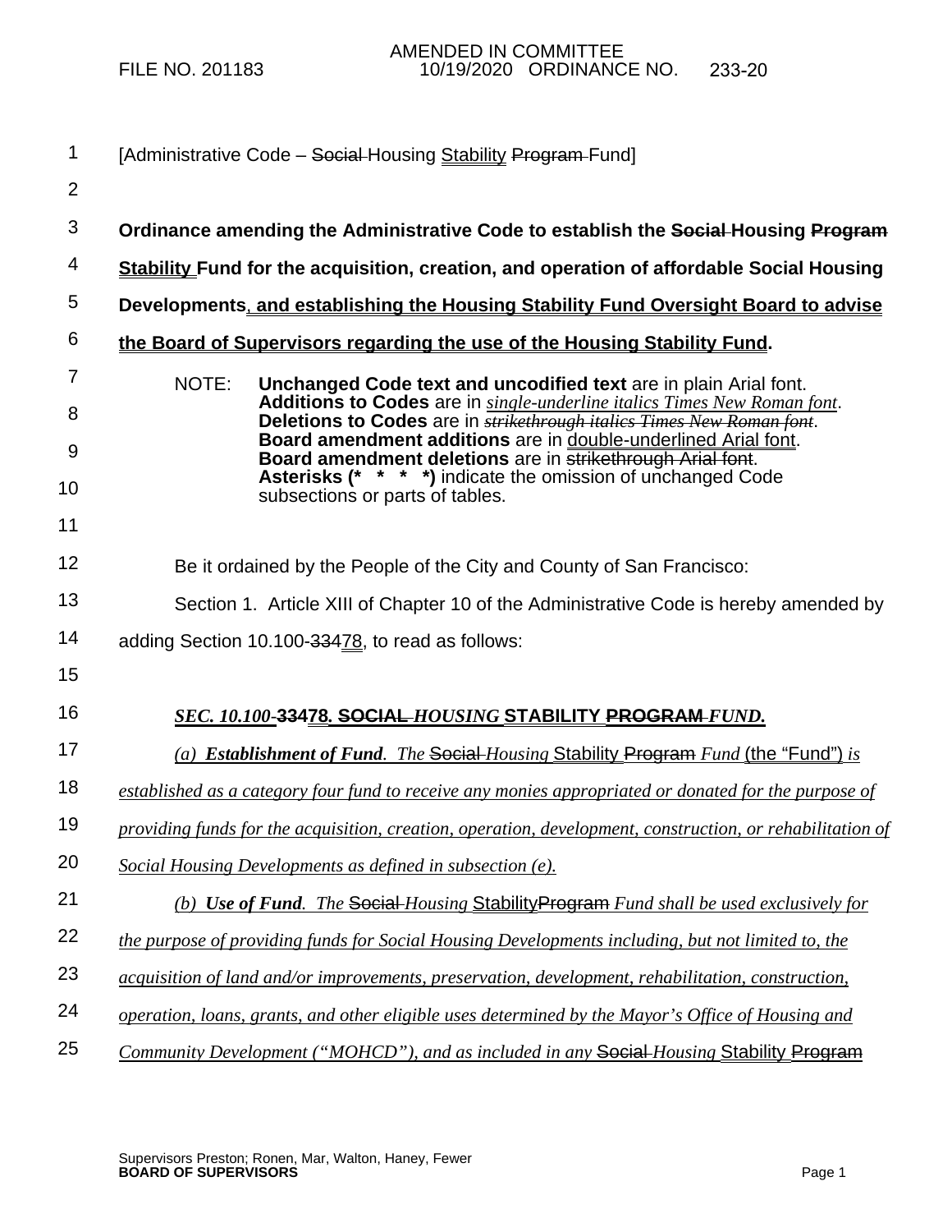AMENDED IN COMMITTEE
FILE NO. 201183 10/19/2020 ORDINANCE NO. 233-20

[Administrative Code – ~~Social~~ Housing Stability ~~Program~~ Fund]

**Ordinance amending the Administrative Code to establish the ~~Social~~ Housing ~~Program~~ Stability Fund for the acquisition, creation, and operation of affordable Social Housing Developments, and establishing the Housing Stability Fund Oversight Board to advise the Board of Supervisors regarding the use of the Housing Stability Fund.**

NOTE: **Unchanged Code text and uncodified text** are in plain Arial font.
**Additions to Codes** are in *single-underline italics Times New Roman font*.
**Deletions to Codes** are in ~~*strikethrough italics Times New Roman font*~~.
**Board amendment additions** are in double-underlined Arial font.
**Board amendment deletions** are in ~~strikethrough Arial font~~.
**Asterisks (\* \* \* \*)** indicate the omission of unchanged Code subsections or parts of tables.

Be it ordained by the People of the City and County of San Francisco:

Section 1. Article XIII of Chapter 10 of the Administrative Code is hereby amended by adding Section 10.100-~~334~~78, to read as follows:

***SEC. 10.100-~~334~~78. ~~SOCIAL~~ HOUSING STABILITY ~~PROGRAM~~ FUND.***

*(a) **Establishment of Fund**. The ~~Social~~ Housing* Stability ~~Program~~ *Fund* (the "Fund") *is established as a category four fund to receive any monies appropriated or donated for the purpose of providing funds for the acquisition, creation, operation, development, construction, or rehabilitation of Social Housing Developments as defined in subsection (e).*

*(b) **Use of Fund**. The ~~Social~~ Housing* Stability~~Program~~ *Fund shall be used exclusively for the purpose of providing funds for Social Housing Developments including, but not limited to, the acquisition of land and/or improvements, preservation, development, rehabilitation, construction, operation, loans, grants, and other eligible uses determined by the Mayor's Office of Housing and Community Development ("MOHCD"), and as included in any ~~Social~~ Housing* Stability ~~Program~~

Supervisors Preston; Ronen, Mar, Walton, Haney, Fewer
**BOARD OF SUPERVISORS**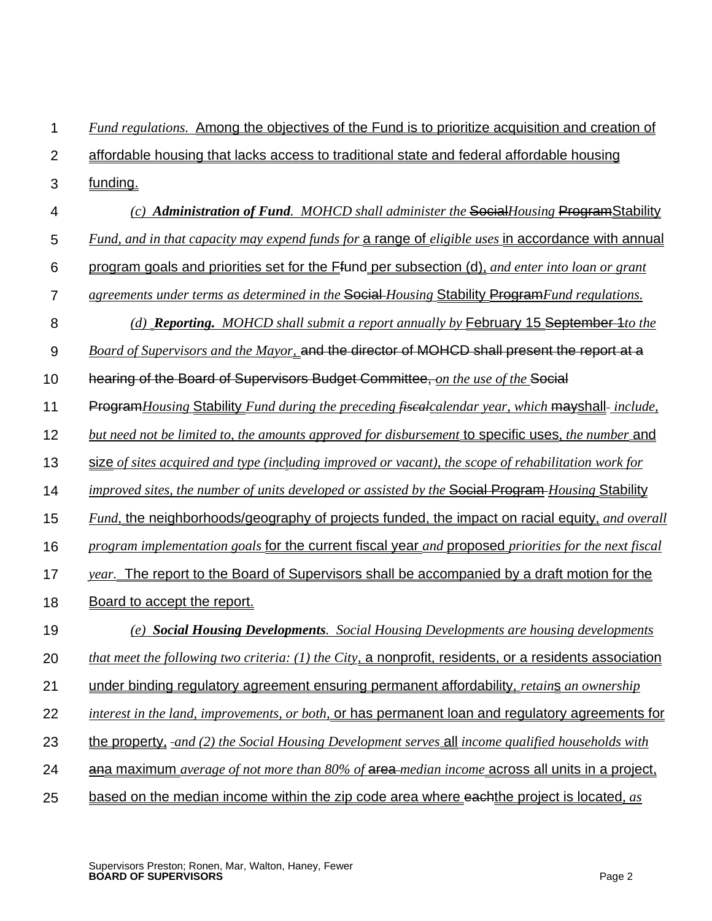*Fund regulations.* Among the objectives of the Fund is to prioritize acquisition and creation of affordable housing that lacks access to traditional state and federal affordable housing funding.

*(c) **Administration of Fund**. MOHCD shall administer the* ~~Social~~*Housing* ~~Program~~Stability *Fund, and in that capacity may expend funds for* a range of *eligible uses* in accordance with annual program goals and priorities set for the F~~f~~und per subsection (d), *and enter into loan or grant agreements under terms as determined in the* ~~Social~~ *Housing* Stability ~~Program~~*Fund regulations.*

*(d) **Reporting**. MOHCD shall submit a report annually by* February 15 ~~September 1~~*to the Board of Supervisors and the Mayor*, ~~and the director of MOHCD shall present the report at a hearing of the Board of Supervisors Budget Committee,~~ *on the use of the* ~~Social Program~~*Housing* Stability *Fund during the preceding* ~~*fiscal*~~*calendar year, which* ~~may~~shall *include, but need not be limited to, the amounts approved for disbursement* to specific uses, *the number* and size *of sites acquired and type (including improved or vacant), the scope of rehabilitation work for improved sites, the number of units developed or assisted by the* ~~Social Program~~ *Housing* Stability *Fund,* the neighborhoods/geography of projects funded, the impact on racial equity, *and overall program implementation goals* for the current fiscal year *and* proposed *priorities for the next fiscal year.* The report to the Board of Supervisors shall be accompanied by a draft motion for the Board to accept the report.

*(e) **Social Housing Developments**. Social Housing Developments are housing developments that meet the following two criteria: (1) the City*, a nonprofit, residents, or a residents association under binding regulatory agreement ensuring permanent affordability, *retain*s *an ownership interest in the land, improvements, or both,* or has permanent loan and regulatory agreements for the property, *and (2) the Social Housing Development serves* all *income qualified households with* ~~an~~a maximum *average of not more than 80% of* ~~area~~ *median income* across all units in a project, based on the median income within the zip code area where ~~each~~the project is located, *as*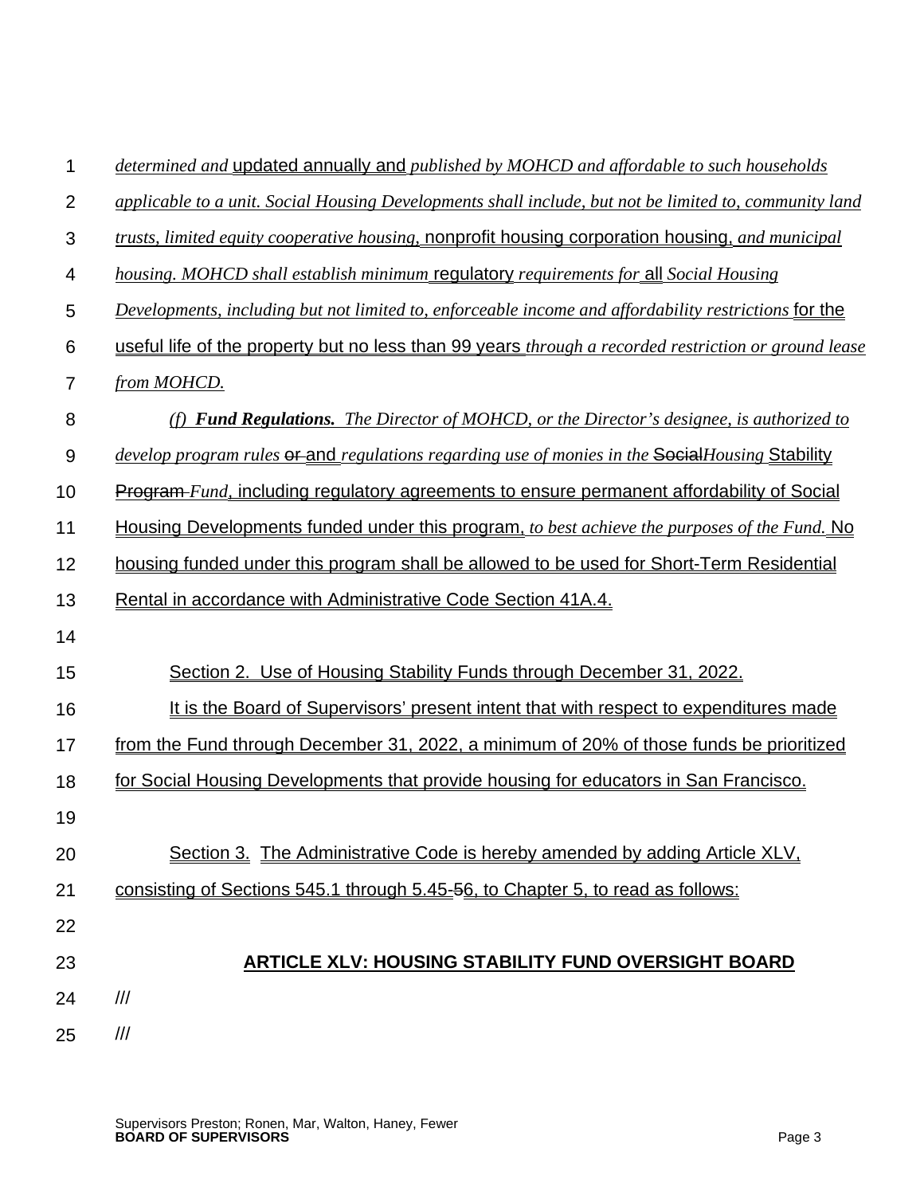*determined and* updated annually and *published by MOHCD and affordable to such households applicable to a unit. Social Housing Developments shall include, but not be limited to, community land trusts, limited equity cooperative housing,* nonprofit housing corporation housing, *and municipal housing. MOHCD shall establish minimum* regulatory *requirements for* all *Social Housing Developments, including but not limited to, enforceable income and affordability restrictions* for the useful life of the property but no less than 99 years *through a recorded restriction or ground lease from MOHCD.*

*(f)* ***Fund Regulations.*** *The Director of MOHCD, or the Director's designee, is authorized to develop program rules* ~~or~~ and *regulations regarding use of monies in the* ~~Social~~*Housing* Stability ~~Program~~ *Fund*, including regulatory agreements to ensure permanent affordability of Social Housing Developments funded under this program, *to best achieve the purposes of the Fund.* No housing funded under this program shall be allowed to be used for Short-Term Residential Rental in accordance with Administrative Code Section 41A.4.

Section 2. Use of Housing Stability Funds through December 31, 2022.

It is the Board of Supervisors' present intent that with respect to expenditures made from the Fund through December 31, 2022, a minimum of 20% of those funds be prioritized for Social Housing Developments that provide housing for educators in San Francisco.

Section 3. The Administrative Code is hereby amended by adding Article XLV, consisting of Sections 545.1 through 5.45-~~5~~6, to Chapter 5, to read as follows:

**ARTICLE XLV: HOUSING STABILITY FUND OVERSIGHT BOARD**

///

///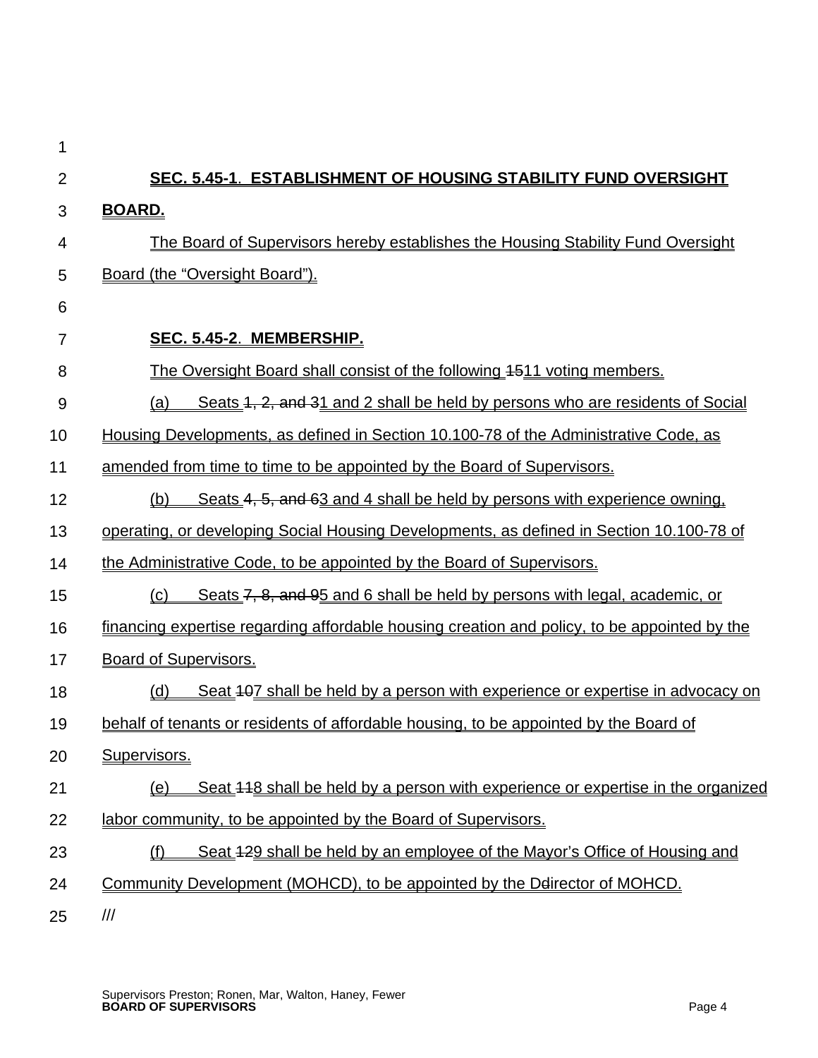**SEC. 5.45-1. ESTABLISHMENT OF HOUSING STABILITY FUND OVERSIGHT BOARD.**

The Board of Supervisors hereby establishes the Housing Stability Fund Oversight Board (the "Oversight Board").

**SEC. 5.45-2. MEMBERSHIP.**

The Oversight Board shall consist of the following ~~15~~11 voting members.

(a) Seats ~~1, 2, and 3~~1 and 2 shall be held by persons who are residents of Social Housing Developments, as defined in Section 10.100-78 of the Administrative Code, as amended from time to time to be appointed by the Board of Supervisors.

(b) Seats ~~4, 5, and 6~~3 and 4 shall be held by persons with experience owning, operating, or developing Social Housing Developments, as defined in Section 10.100-78 of the Administrative Code, to be appointed by the Board of Supervisors.

(c) Seats ~~7, 8, and 9~~5 and 6 shall be held by persons with legal, academic, or financing expertise regarding affordable housing creation and policy, to be appointed by the Board of Supervisors.

(d) Seat ~~10~~7 shall be held by a person with experience or expertise in advocacy on behalf of tenants or residents of affordable housing, to be appointed by the Board of Supervisors.

(e) Seat ~~11~~8 shall be held by a person with experience or expertise in the organized labor community, to be appointed by the Board of Supervisors.

(f) Seat ~~12~~9 shall be held by an employee of the Mayor's Office of Housing and Community Development (MOHCD), to be appointed by the D~~d~~irector of MOHCD.

///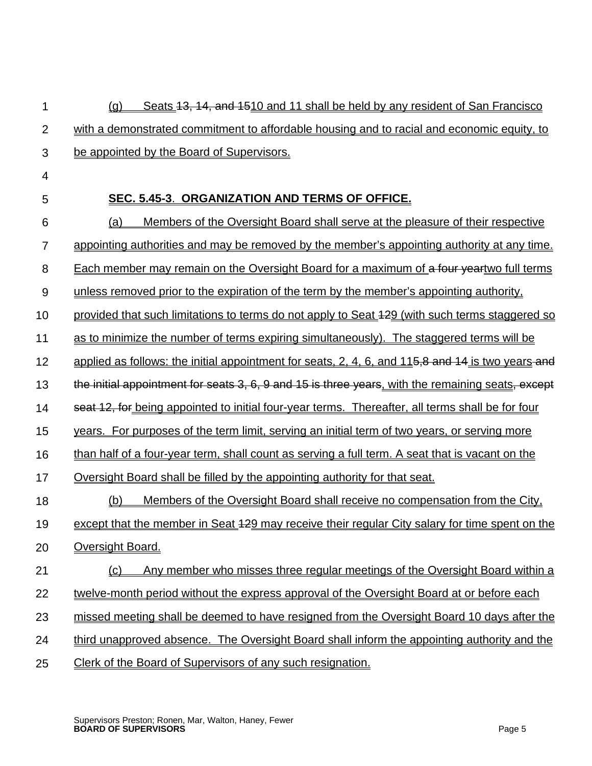(g) Seats ~~13, 14, and 15~~10 and 11 shall be held by any resident of San Francisco with a demonstrated commitment to affordable housing and to racial and economic equity, to be appointed by the Board of Supervisors.

**SEC. 5.45-3. ORGANIZATION AND TERMS OF OFFICE.**

(a) Members of the Oversight Board shall serve at the pleasure of their respective appointing authorities and may be removed by the member's appointing authority at any time. Each member may remain on the Oversight Board for a maximum of ~~a four year~~two full terms unless removed prior to the expiration of the term by the member's appointing authority, provided that such limitations to terms do not apply to Seat ~~12~~9 (with such terms staggered so as to minimize the number of terms expiring simultaneously). The staggered terms will be applied as follows: the initial appointment for seats, 2, 4, 6, and 11~~5,8 and 14~~ is two years ~~and the initial appointment for seats 3, 6, 9 and 15 is three years~~, with the remaining seats~~, except seat 12, for~~ being appointed to initial four-year terms. Thereafter, all terms shall be for four years. For purposes of the term limit, serving an initial term of two years, or serving more than half of a four-year term, shall count as serving a full term. A seat that is vacant on the Oversight Board shall be filled by the appointing authority for that seat.

(b) Members of the Oversight Board shall receive no compensation from the City, except that the member in Seat ~~12~~9 may receive their regular City salary for time spent on the Oversight Board.

(c) Any member who misses three regular meetings of the Oversight Board within a twelve-month period without the express approval of the Oversight Board at or before each missed meeting shall be deemed to have resigned from the Oversight Board 10 days after the third unapproved absence. The Oversight Board shall inform the appointing authority and the Clerk of the Board of Supervisors of any such resignation.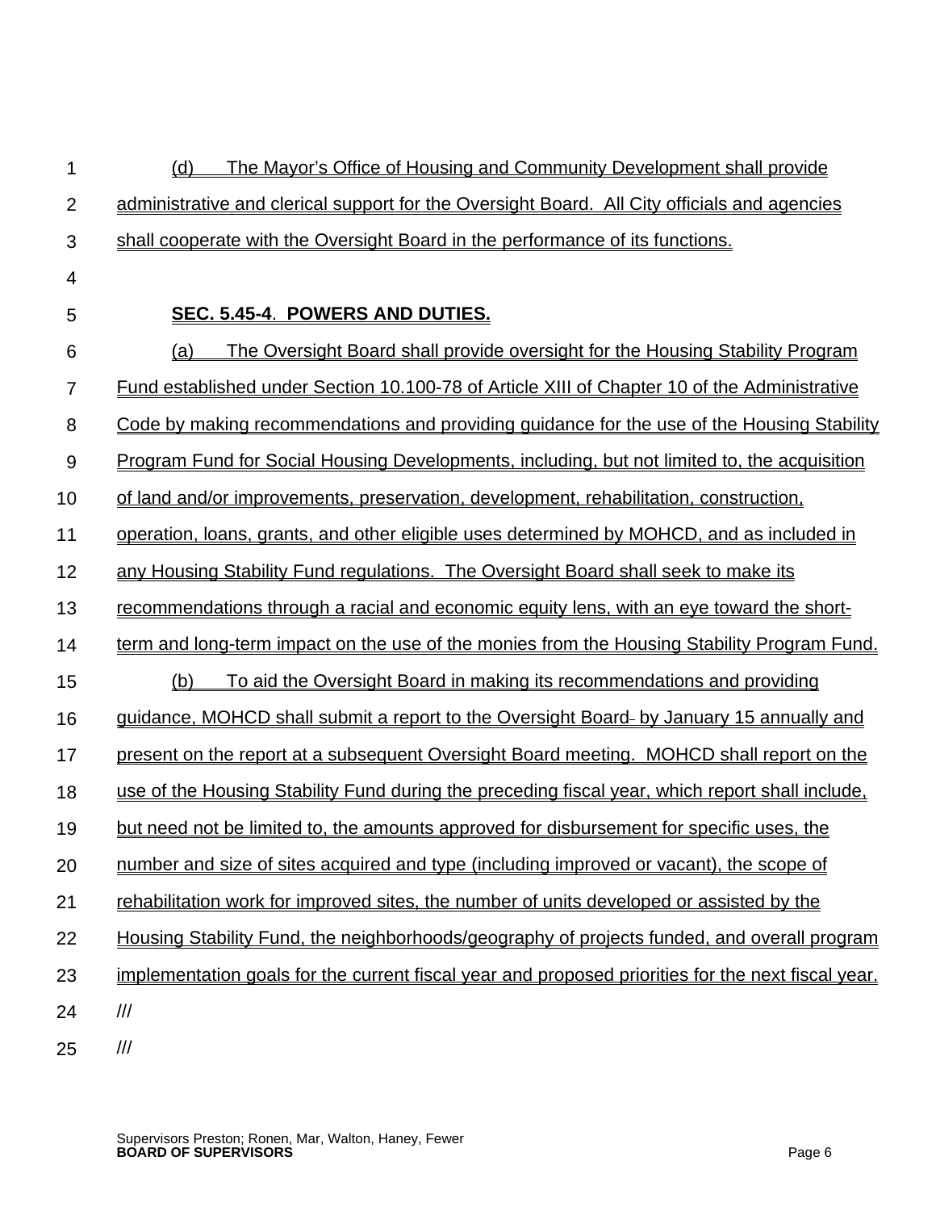(d) The Mayor's Office of Housing and Community Development shall provide administrative and clerical support for the Oversight Board. All City officials and agencies shall cooperate with the Oversight Board in the performance of its functions.

**SEC. 5.45-4. POWERS AND DUTIES.**

(a) The Oversight Board shall provide oversight for the Housing Stability Program Fund established under Section 10.100-78 of Article XIII of Chapter 10 of the Administrative Code by making recommendations and providing guidance for the use of the Housing Stability Program Fund for Social Housing Developments, including, but not limited to, the acquisition of land and/or improvements, preservation, development, rehabilitation, construction, operation, loans, grants, and other eligible uses determined by MOHCD, and as included in any Housing Stability Fund regulations. The Oversight Board shall seek to make its recommendations through a racial and economic equity lens, with an eye toward the short-term and long-term impact on the use of the monies from the Housing Stability Program Fund.

(b) To aid the Oversight Board in making its recommendations and providing guidance, MOHCD shall submit a report to the Oversight Board by January 15 annually and present on the report at a subsequent Oversight Board meeting. MOHCD shall report on the use of the Housing Stability Fund during the preceding fiscal year, which report shall include, but need not be limited to, the amounts approved for disbursement for specific uses, the number and size of sites acquired and type (including improved or vacant), the scope of rehabilitation work for improved sites, the number of units developed or assisted by the Housing Stability Fund, the neighborhoods/geography of projects funded, and overall program implementation goals for the current fiscal year and proposed priorities for the next fiscal year.

///

///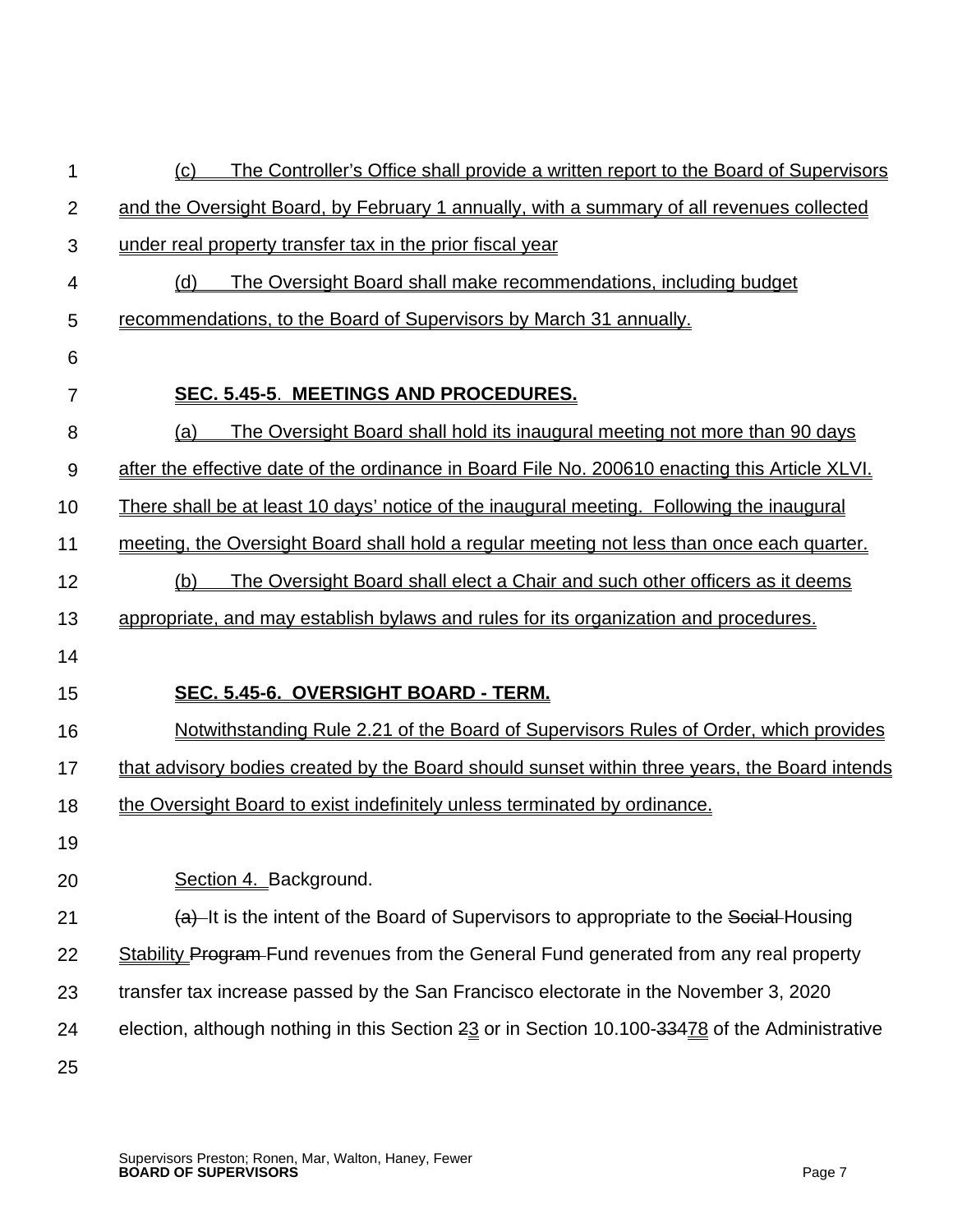(c) The Controller's Office shall provide a written report to the Board of Supervisors and the Oversight Board, by February 1 annually, with a summary of all revenues collected under real property transfer tax in the prior fiscal year

(d) The Oversight Board shall make recommendations, including budget recommendations, to the Board of Supervisors by March 31 annually.

**SEC. 5.45-5. MEETINGS AND PROCEDURES.**

(a) The Oversight Board shall hold its inaugural meeting not more than 90 days after the effective date of the ordinance in Board File No. 200610 enacting this Article XLVI. There shall be at least 10 days' notice of the inaugural meeting. Following the inaugural meeting, the Oversight Board shall hold a regular meeting not less than once each quarter.

(b) The Oversight Board shall elect a Chair and such other officers as it deems appropriate, and may establish bylaws and rules for its organization and procedures.

**SEC. 5.45-6. OVERSIGHT BOARD - TERM.**

Notwithstanding Rule 2.21 of the Board of Supervisors Rules of Order, which provides that advisory bodies created by the Board should sunset within three years, the Board intends the Oversight Board to exist indefinitely unless terminated by ordinance.

Section 4. Background.

~~(a)~~ It is the intent of the Board of Supervisors to appropriate to the ~~Social~~ Housing Stability ~~Program~~ Fund revenues from the General Fund generated from any real property transfer tax increase passed by the San Francisco electorate in the November 3, 2020 election, although nothing in this Section ~~2~~3 or in Section 10.100-~~334~~78 of the Administrative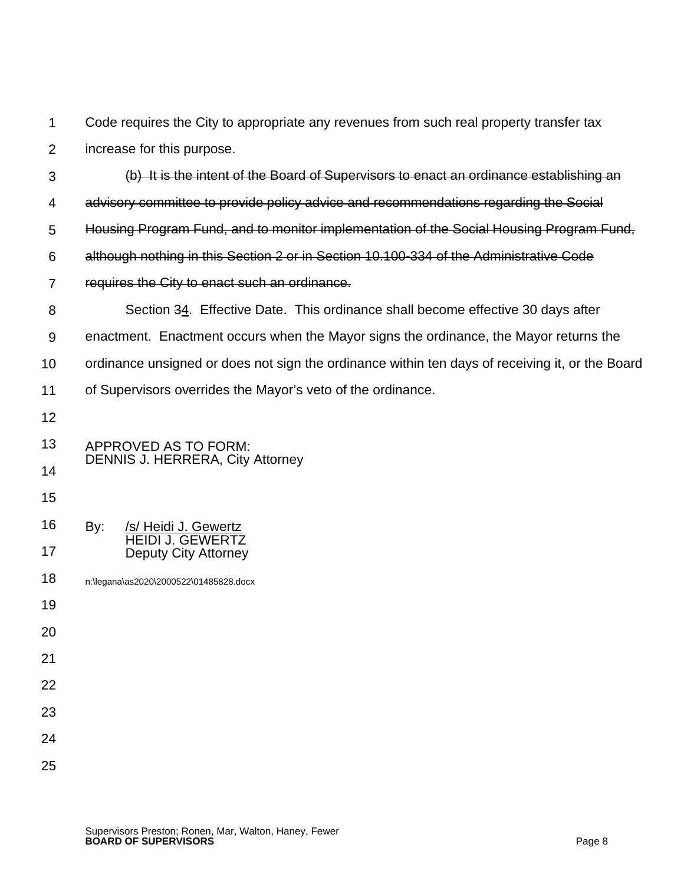Code requires the City to appropriate any revenues from such real property transfer tax increase for this purpose.

~~(b) It is the intent of the Board of Supervisors to enact an ordinance establishing an advisory committee to provide policy advice and recommendations regarding the Social Housing Program Fund, and to monitor implementation of the Social Housing Program Fund, although nothing in this Section 2 or in Section 10.100-334 of the Administrative Code requires the City to enact such an ordinance.~~

Section ~~3~~4. Effective Date. This ordinance shall become effective 30 days after enactment. Enactment occurs when the Mayor signs the ordinance, the Mayor returns the ordinance unsigned or does not sign the ordinance within ten days of receiving it, or the Board of Supervisors overrides the Mayor's veto of the ordinance.

APPROVED AS TO FORM:
DENNIS J. HERRERA, City Attorney

By: /s/ Heidi J. Gewertz
HEIDI J. GEWERTZ
Deputy City Attorney

n:\legana\as2020\2000522\01485828.docx

Supervisors Preston; Ronen, Mar, Walton, Haney, Fewer
**BOARD OF SUPERVISORS**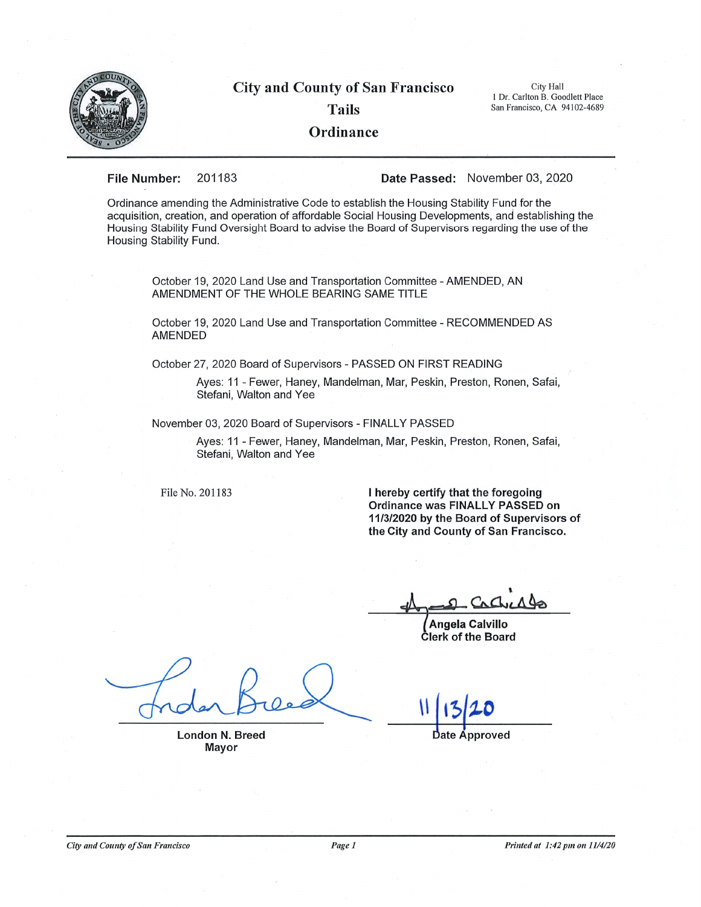# City and County of San Francisco

## Tails

## Ordinance

City Hall
1 Dr. Carlton B. Goodlett Place
San Francisco, CA 94102-4689

**File Number:** 201183 **Date Passed:** November 03, 2020

Ordinance amending the Administrative Code to establish the Housing Stability Fund for the acquisition, creation, and operation of affordable Social Housing Developments, and establishing the Housing Stability Fund Oversight Board to advise the Board of Supervisors regarding the use of the Housing Stability Fund.

October 19, 2020 Land Use and Transportation Committee - AMENDED, AN AMENDMENT OF THE WHOLE BEARING SAME TITLE

October 19, 2020 Land Use and Transportation Committee - RECOMMENDED AS AMENDED

October 27, 2020 Board of Supervisors - PASSED ON FIRST READING

Ayes: 11 - Fewer, Haney, Mandelman, Mar, Peskin, Preston, Ronen, Safai, Stefani, Walton and Yee

November 03, 2020 Board of Supervisors - FINALLY PASSED

Ayes: 11 - Fewer, Haney, Mandelman, Mar, Peskin, Preston, Ronen, Safai, Stefani, Walton and Yee

File No. 201183

**I hereby certify that the foregoing Ordinance was FINALLY PASSED on 11/3/2020 by the Board of Supervisors of the City and County of San Francisco.**

**Angela Calvillo**
**Clerk of the Board**

**London N. Breed**
**Mayor**

11/13/20
Date Approved